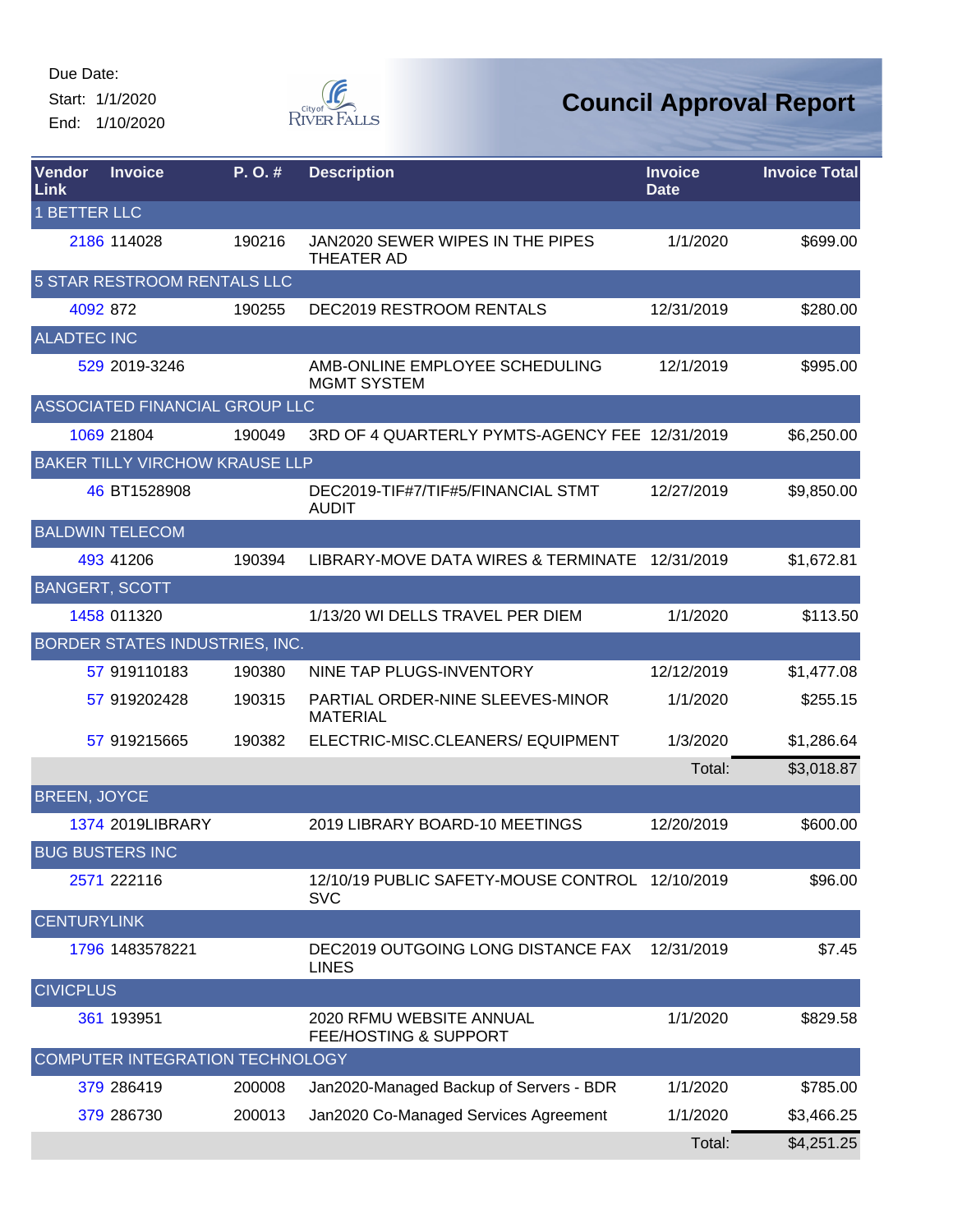Due Date:

Start: 1/1/2020

End: 1/10/2020

City of River Falls

# Council Approval Report

| Vendor Link | Invoice | P. O. # | Description | Invoice Date | Invoice Total |
|---|---|---|---|---|---|
| 1 BETTER LLC | | | | | |
| 2186 | 114028 | 190216 | JAN2020 SEWER WIPES IN THE PIPES THEATER AD | 1/1/2020 | $699.00 |
| 5 STAR RESTROOM RENTALS LLC | | | | | |
| 4092 | 872 | 190255 | DEC2019 RESTROOM RENTALS | 12/31/2019 | $280.00 |
| ALADTEC INC | | | | | |
| 529 | 2019-3246 | | AMB-ONLINE EMPLOYEE SCHEDULING MGMT SYSTEM | 12/1/2019 | $995.00 |
| ASSOCIATED FINANCIAL GROUP LLC | | | | | |
| 1069 | 21804 | 190049 | 3RD OF 4 QUARTERLY PYMTS-AGENCY FEE | 12/31/2019 | $6,250.00 |
| BAKER TILLY VIRCHOW KRAUSE LLP | | | | | |
| 46 | BT1528908 | | DEC2019-TIF#7/TIF#5/FINANCIAL STMT AUDIT | 12/27/2019 | $9,850.00 |
| BALDWIN TELECOM | | | | | |
| 493 | 41206 | 190394 | LIBRARY-MOVE DATA WIRES & TERMINATE | 12/31/2019 | $1,672.81 |
| BANGERT, SCOTT | | | | | |
| 1458 | 011320 | | 1/13/20 WI DELLS TRAVEL PER DIEM | 1/1/2020 | $113.50 |
| BORDER STATES INDUSTRIES, INC. | | | | | |
| 57 | 919110183 | 190380 | NINE TAP PLUGS-INVENTORY | 12/12/2019 | $1,477.08 |
| 57 | 919202428 | 190315 | PARTIAL ORDER-NINE SLEEVES-MINOR MATERIAL | 1/1/2020 | $255.15 |
| 57 | 919215665 | 190382 | ELECTRIC-MISC.CLEANERS/ EQUIPMENT | 1/3/2020 | $1,286.64 |
| | | | | Total: | $3,018.87 |
| BREEN, JOYCE | | | | | |
| 1374 | 2019LIBRARY | | 2019 LIBRARY BOARD-10 MEETINGS | 12/20/2019 | $600.00 |
| BUG BUSTERS INC | | | | | |
| 2571 | 222116 | | 12/10/19 PUBLIC SAFETY-MOUSE CONTROL SVC | 12/10/2019 | $96.00 |
| CENTURYLINK | | | | | |
| 1796 | 1483578221 | | DEC2019 OUTGOING LONG DISTANCE FAX LINES | 12/31/2019 | $7.45 |
| CIVICPLUS | | | | | |
| 361 | 193951 | | 2020 RFMU WEBSITE ANNUAL FEE/HOSTING & SUPPORT | 1/1/2020 | $829.58 |
| COMPUTER INTEGRATION TECHNOLOGY | | | | | |
| 379 | 286419 | 200008 | Jan2020-Managed Backup of Servers - BDR | 1/1/2020 | $785.00 |
| 379 | 286730 | 200013 | Jan2020 Co-Managed Services Agreement | 1/1/2020 | $3,466.25 |
| | | | | Total: | $4,251.25 |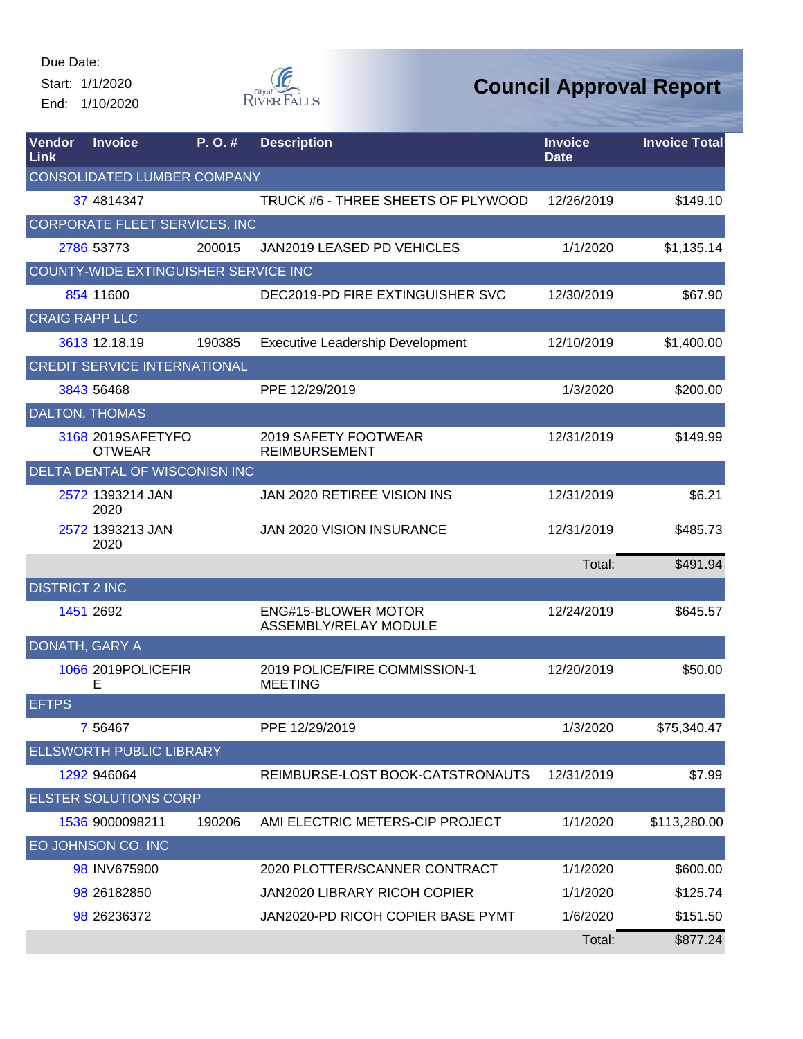Due Date:
Start: 1/1/2020
End: 1/10/2020

# Council Approval Report

| Vendor Link | Invoice | P. O. # | Description | Invoice Date | Invoice Total |
|---|---|---|---|---|---|
| CONSOLIDATED LUMBER COMPANY | | | | | |
| 37 | 4814347 | | TRUCK #6 - THREE SHEETS OF PLYWOOD | 12/26/2019 | $149.10 |
| CORPORATE FLEET SERVICES, INC | | | | | |
| 2786 | 53773 | 200015 | JAN2019 LEASED PD VEHICLES | 1/1/2020 | $1,135.14 |
| COUNTY-WIDE EXTINGUISHER SERVICE INC | | | | | |
| 854 | 11600 | | DEC2019-PD FIRE EXTINGUISHER SVC | 12/30/2019 | $67.90 |
| CRAIG RAPP LLC | | | | | |
| 3613 | 12.18.19 | 190385 | Executive Leadership Development | 12/10/2019 | $1,400.00 |
| CREDIT SERVICE INTERNATIONAL | | | | | |
| 3843 | 56468 | | PPE 12/29/2019 | 1/3/2020 | $200.00 |
| DALTON, THOMAS | | | | | |
| 3168 | 2019SAFETYFOOTWEAR | | 2019 SAFETY FOOTWEAR REIMBURSEMENT | 12/31/2019 | $149.99 |
| DELTA DENTAL OF WISCONISN INC | | | | | |
| 2572 | 1393214 JAN 2020 | | JAN 2020 RETIREE VISION INS | 12/31/2019 | $6.21 |
| 2572 | 1393213 JAN 2020 | | JAN 2020 VISION INSURANCE | 12/31/2019 | $485.73 |
| | | | | Total: | $491.94 |
| DISTRICT 2 INC | | | | | |
| 1451 | 2692 | | ENG#15-BLOWER MOTOR ASSEMBLY/RELAY MODULE | 12/24/2019 | $645.57 |
| DONATH, GARY A | | | | | |
| 1066 | 2019POLICEFIRE | | 2019 POLICE/FIRE COMMISSION-1 MEETING | 12/20/2019 | $50.00 |
| EFTPS | | | | | |
| 7 | 56467 | | PPE 12/29/2019 | 1/3/2020 | $75,340.47 |
| ELLSWORTH PUBLIC LIBRARY | | | | | |
| 1292 | 946064 | | REIMBURSE-LOST BOOK-CATSTRONAUTS | 12/31/2019 | $7.99 |
| ELSTER SOLUTIONS CORP | | | | | |
| 1536 | 9000098211 | 190206 | AMI ELECTRIC METERS-CIP PROJECT | 1/1/2020 | $113,280.00 |
| EO JOHNSON CO. INC | | | | | |
| 98 | INV675900 | | 2020 PLOTTER/SCANNER CONTRACT | 1/1/2020 | $600.00 |
| 98 | 26182850 | | JAN2020 LIBRARY RICOH COPIER | 1/1/2020 | $125.74 |
| 98 | 26236372 | | JAN2020-PD RICOH COPIER BASE PYMT | 1/6/2020 | $151.50 |
| | | | | Total: | $877.24 |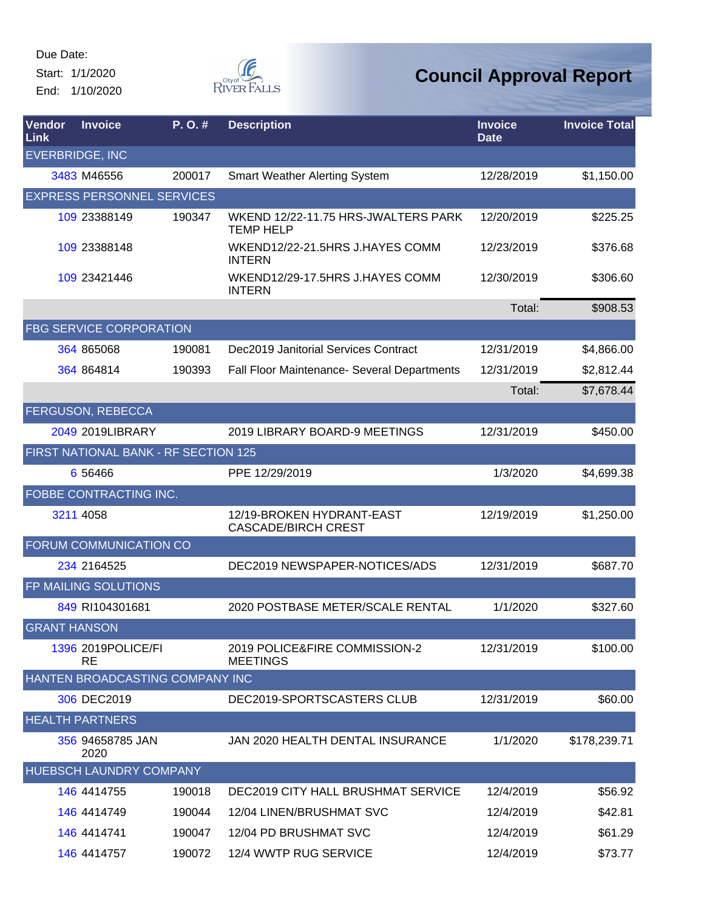Due Date:

Start: 1/1/2020

End: 1/10/2020

# Council Approval Report

| Vendor Link | Invoice | P. O. # | Description | Invoice Date | Invoice Total |
|---|---|---|---|---|---|
| EVERBRIDGE, INC | | | | | |
| 3483 | M46556 | 200017 | Smart Weather Alerting System | 12/28/2019 | $1,150.00 |
| EXPRESS PERSONNEL SERVICES | | | | | |
| 109 | 23388149 | 190347 | WKEND 12/22-11.75 HRS-JWALTERS PARK TEMP HELP | 12/20/2019 | $225.25 |
| 109 | 23388148 | | WKEND12/22-21.5HRS J.HAYES COMM INTERN | 12/23/2019 | $376.68 |
| 109 | 23421446 | | WKEND12/29-17.5HRS J.HAYES COMM INTERN | 12/30/2019 | $306.60 |
| | | | | Total: | $908.53 |
| FBG SERVICE CORPORATION | | | | | |
| 364 | 865068 | 190081 | Dec2019 Janitorial Services Contract | 12/31/2019 | $4,866.00 |
| 364 | 864814 | 190393 | Fall Floor Maintenance- Several Departments | 12/31/2019 | $2,812.44 |
| | | | | Total: | $7,678.44 |
| FERGUSON, REBECCA | | | | | |
| 2049 | 2019LIBRARY | | 2019 LIBRARY BOARD-9 MEETINGS | 12/31/2019 | $450.00 |
| FIRST NATIONAL BANK - RF SECTION 125 | | | | | |
| 6 | 56466 | | PPE 12/29/2019 | 1/3/2020 | $4,699.38 |
| FOBBE CONTRACTING INC. | | | | | |
| 3211 | 4058 | | 12/19-BROKEN HYDRANT-EAST CASCADE/BIRCH CREST | 12/19/2019 | $1,250.00 |
| FORUM COMMUNICATION CO | | | | | |
| 234 | 2164525 | | DEC2019 NEWSPAPER-NOTICES/ADS | 12/31/2019 | $687.70 |
| FP MAILING SOLUTIONS | | | | | |
| 849 | RI104301681 | | 2020 POSTBASE METER/SCALE RENTAL | 1/1/2020 | $327.60 |
| GRANT HANSON | | | | | |
| 1396 | 2019POLICE/FIRE | | 2019 POLICE&FIRE COMMISSION-2 MEETINGS | 12/31/2019 | $100.00 |
| HANTEN BROADCASTING COMPANY INC | | | | | |
| 306 | DEC2019 | | DEC2019-SPORTSCASTERS CLUB | 12/31/2019 | $60.00 |
| HEALTH PARTNERS | | | | | |
| 356 | 94658785 JAN 2020 | | JAN 2020 HEALTH DENTAL INSURANCE | 1/1/2020 | $178,239.71 |
| HUEBSCH LAUNDRY COMPANY | | | | | |
| 146 | 4414755 | 190018 | DEC2019 CITY HALL BRUSHMAT SERVICE | 12/4/2019 | $56.92 |
| 146 | 4414749 | 190044 | 12/04 LINEN/BRUSHMAT SVC | 12/4/2019 | $42.81 |
| 146 | 4414741 | 190047 | 12/04 PD BRUSHMAT SVC | 12/4/2019 | $61.29 |
| 146 | 4414757 | 190072 | 12/4 WWTP RUG SERVICE | 12/4/2019 | $73.77 |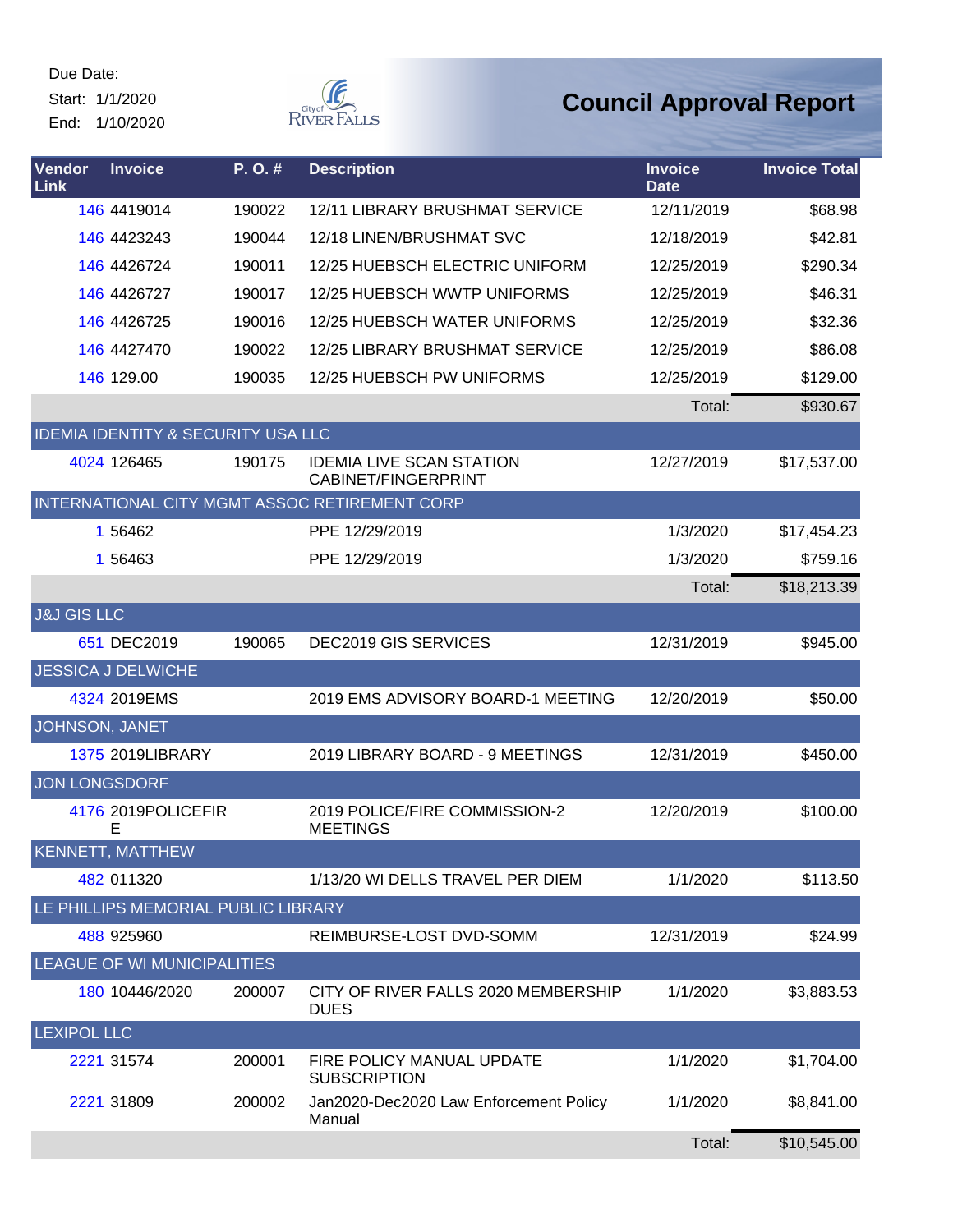Due Date:
Start: 1/1/2020
End: 1/10/2020

# Council Approval Report

| Vendor Link | Invoice | P. O. # | Description | Invoice Date | Invoice Total |
|---|---|---|---|---|---|
| 146 | 4419014 | 190022 | 12/11 LIBRARY BRUSHMAT SERVICE | 12/11/2019 | $68.98 |
| 146 | 4423243 | 190044 | 12/18 LINEN/BRUSHMAT SVC | 12/18/2019 | $42.81 |
| 146 | 4426724 | 190011 | 12/25 HUEBSCH ELECTRIC UNIFORM | 12/25/2019 | $290.34 |
| 146 | 4426727 | 190017 | 12/25 HUEBSCH WWTP UNIFORMS | 12/25/2019 | $46.31 |
| 146 | 4426725 | 190016 | 12/25 HUEBSCH WATER UNIFORMS | 12/25/2019 | $32.36 |
| 146 | 4427470 | 190022 | 12/25 LIBRARY BRUSHMAT SERVICE | 12/25/2019 | $86.08 |
| 146 | 129.00 | 190035 | 12/25 HUEBSCH PW UNIFORMS | 12/25/2019 | $129.00 |
| | | | | Total: | $930.67 |
| **IDEMIA IDENTITY & SECURITY USA LLC** | | | | | |
| 4024 | 126465 | 190175 | IDEMIA LIVE SCAN STATION CABINET/FINGERPRINT | 12/27/2019 | $17,537.00 |
| **INTERNATIONAL CITY MGMT ASSOC RETIREMENT CORP** | | | | | |
| 1 | 56462 | | PPE 12/29/2019 | 1/3/2020 | $17,454.23 |
| 1 | 56463 | | PPE 12/29/2019 | 1/3/2020 | $759.16 |
| | | | | Total: | $18,213.39 |
| **J&J GIS LLC** | | | | | |
| 651 | DEC2019 | 190065 | DEC2019 GIS SERVICES | 12/31/2019 | $945.00 |
| **JESSICA J DELWICHE** | | | | | |
| 4324 | 2019EMS | | 2019 EMS ADVISORY BOARD-1 MEETING | 12/20/2019 | $50.00 |
| **JOHNSON, JANET** | | | | | |
| 1375 | 2019LIBRARY | | 2019 LIBRARY BOARD - 9 MEETINGS | 12/31/2019 | $450.00 |
| **JON LONGSDORF** | | | | | |
| 4176 | 2019POLICEFIRE | | 2019 POLICE/FIRE COMMISSION-2 MEETINGS | 12/20/2019 | $100.00 |
| **KENNETT, MATTHEW** | | | | | |
| 482 | 011320 | | 1/13/20 WI DELLS TRAVEL PER DIEM | 1/1/2020 | $113.50 |
| **LE PHILLIPS MEMORIAL PUBLIC LIBRARY** | | | | | |
| 488 | 925960 | | REIMBURSE-LOST DVD-SOMM | 12/31/2019 | $24.99 |
| **LEAGUE OF WI MUNICIPALITIES** | | | | | |
| 180 | 10446/2020 | 200007 | CITY OF RIVER FALLS 2020 MEMBERSHIP DUES | 1/1/2020 | $3,883.53 |
| **LEXIPOL LLC** | | | | | |
| 2221 | 31574 | 200001 | FIRE POLICY MANUAL UPDATE SUBSCRIPTION | 1/1/2020 | $1,704.00 |
| 2221 | 31809 | 200002 | Jan2020-Dec2020 Law Enforcement Policy Manual | 1/1/2020 | $8,841.00 |
| | | | | Total: | $10,545.00 |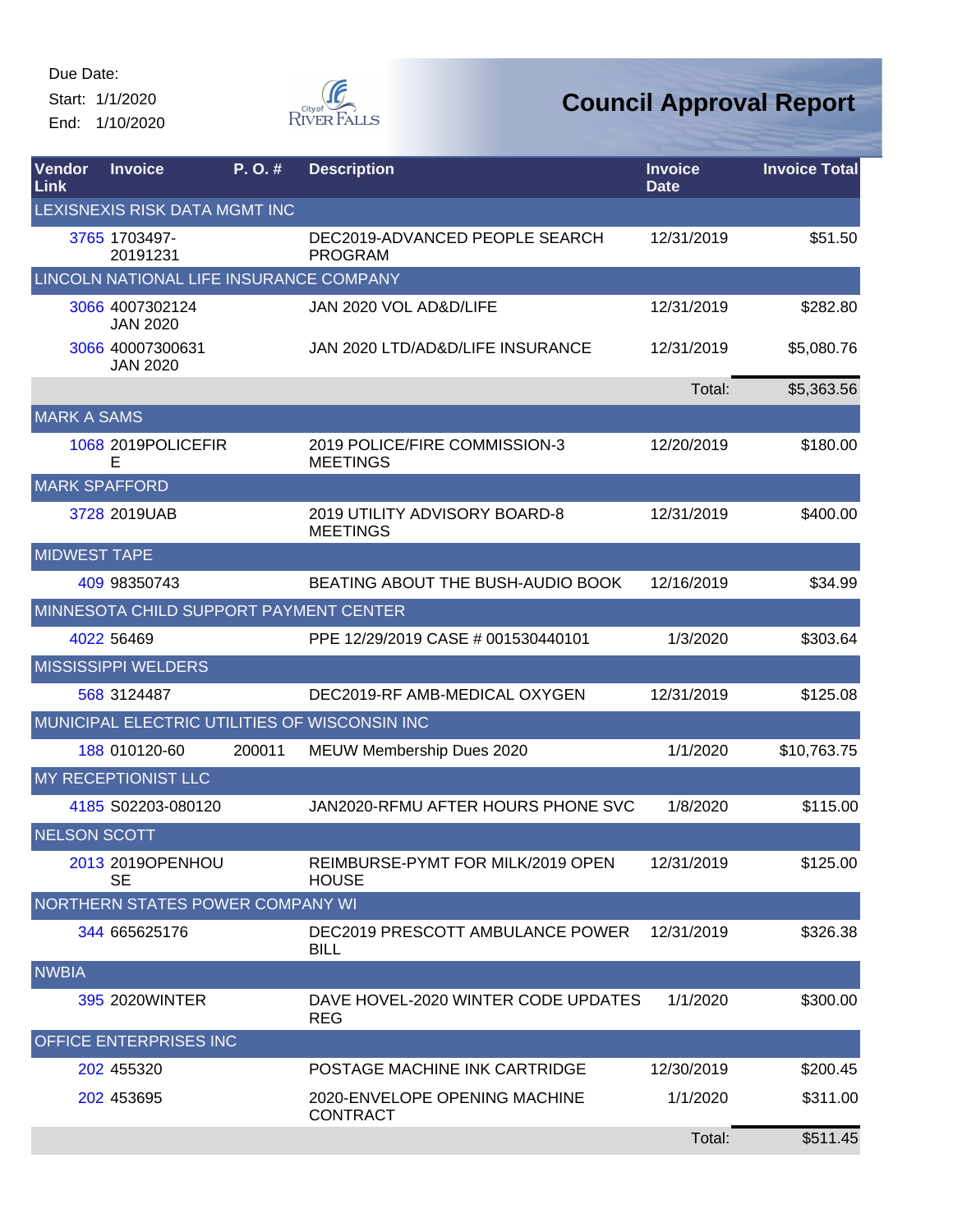Due Date:
Start: 1/1/2020
End: 1/10/2020

# Council Approval Report

| Vendor Link | Invoice | P. O. # | Description | Invoice Date | Invoice Total |
|---|---|---|---|---|---|
| LEXISNEXIS RISK DATA MGMT INC | | | | | |
| 3765 | 1703497-20191231 | | DEC2019-ADVANCED PEOPLE SEARCH PROGRAM | 12/31/2019 | $51.50 |
| LINCOLN NATIONAL LIFE INSURANCE COMPANY | | | | | |
| 3066 | 4007302124 JAN 2020 | | JAN 2020 VOL AD&D/LIFE | 12/31/2019 | $282.80 |
| 3066 | 40007300631 JAN 2020 | | JAN 2020 LTD/AD&D/LIFE INSURANCE | 12/31/2019 | $5,080.76 |
| | | | | Total: | $5,363.56 |
| MARK A SAMS | | | | | |
| 1068 | 2019POLICEFIRE | | 2019 POLICE/FIRE COMMISSION-3 MEETINGS | 12/20/2019 | $180.00 |
| MARK SPAFFORD | | | | | |
| 3728 | 2019UAB | | 2019 UTILITY ADVISORY BOARD-8 MEETINGS | 12/31/2019 | $400.00 |
| MIDWEST TAPE | | | | | |
| 409 | 98350743 | | BEATING ABOUT THE BUSH-AUDIO BOOK | 12/16/2019 | $34.99 |
| MINNESOTA CHILD SUPPORT PAYMENT CENTER | | | | | |
| 4022 | 56469 | | PPE 12/29/2019 CASE # 001530440101 | 1/3/2020 | $303.64 |
| MISSISSIPPI WELDERS | | | | | |
| 568 | 3124487 | | DEC2019-RF AMB-MEDICAL OXYGEN | 12/31/2019 | $125.08 |
| MUNICIPAL ELECTRIC UTILITIES OF WISCONSIN INC | | | | | |
| 188 | 010120-60 | 200011 | MEUW Membership Dues 2020 | 1/1/2020 | $10,763.75 |
| MY RECEPTIONIST LLC | | | | | |
| 4185 | S02203-080120 | | JAN2020-RFMU AFTER HOURS PHONE SVC | 1/8/2020 | $115.00 |
| NELSON SCOTT | | | | | |
| 2013 | 2019OPENHOUSE | | REIMBURSE-PYMT FOR MILK/2019 OPEN HOUSE | 12/31/2019 | $125.00 |
| NORTHERN STATES POWER COMPANY WI | | | | | |
| 344 | 665625176 | | DEC2019 PRESCOTT AMBULANCE POWER BILL | 12/31/2019 | $326.38 |
| NWBIA | | | | | |
| 395 | 2020WINTER | | DAVE HOVEL-2020 WINTER CODE UPDATES REG | 1/1/2020 | $300.00 |
| OFFICE ENTERPRISES INC | | | | | |
| 202 | 455320 | | POSTAGE MACHINE INK CARTRIDGE | 12/30/2019 | $200.45 |
| 202 | 453695 | | 2020-ENVELOPE OPENING MACHINE CONTRACT | 1/1/2020 | $311.00 |
| | | | | Total: | $511.45 |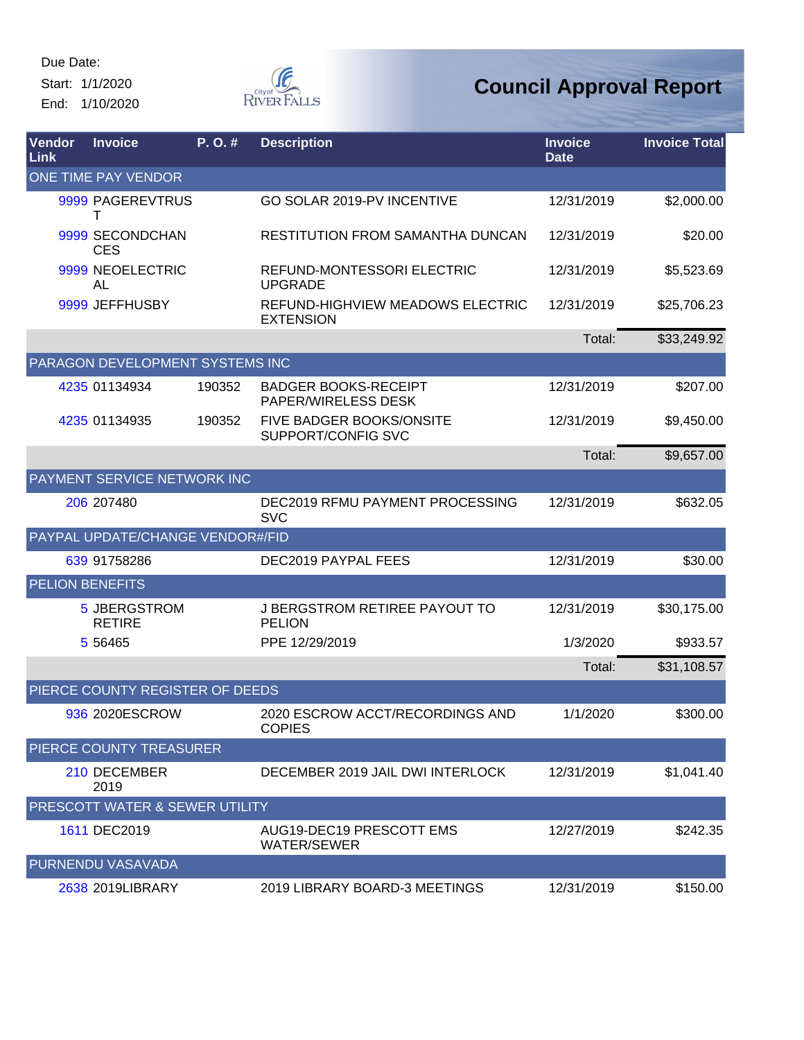Due Date:

Start: 1/1/2020

End: 1/10/2020

# Council Approval Report

| Vendor Link | Invoice | P. O. # | Description | Invoice Date | Invoice Total |
|---|---|---|---|---|---|
| ONE TIME PAY VENDOR | | | | | |
| 9999 | PAGEREVTRUST | | GO SOLAR 2019-PV INCENTIVE | 12/31/2019 | $2,000.00 |
| 9999 | SECONDCHANCES | | RESTITUTION FROM SAMANTHA DUNCAN | 12/31/2019 | $20.00 |
| 9999 | NEOELECTRICAL | | REFUND-MONTESSORI ELECTRIC UPGRADE | 12/31/2019 | $5,523.69 |
| 9999 | JEFFHUSBY | | REFUND-HIGHVIEW MEADOWS ELECTRIC EXTENSION | 12/31/2019 | $25,706.23 |
| | | | | Total: | $33,249.92 |
| PARAGON DEVELOPMENT SYSTEMS INC | | | | | |
| 4235 | 01134934 | 190352 | BADGER BOOKS-RECEIPT PAPER/WIRELESS DESK | 12/31/2019 | $207.00 |
| 4235 | 01134935 | 190352 | FIVE BADGER BOOKS/ONSITE SUPPORT/CONFIG SVC | 12/31/2019 | $9,450.00 |
| | | | | Total: | $9,657.00 |
| PAYMENT SERVICE NETWORK INC | | | | | |
| 206 | 207480 | | DEC2019 RFMU PAYMENT PROCESSING SVC | 12/31/2019 | $632.05 |
| PAYPAL UPDATE/CHANGE VENDOR#/FID | | | | | |
| 639 | 91758286 | | DEC2019 PAYPAL FEES | 12/31/2019 | $30.00 |
| PELION BENEFITS | | | | | |
| 5 | JBERGSTROM RETIRE | | J BERGSTROM RETIREE PAYOUT TO PELION | 12/31/2019 | $30,175.00 |
| 5 | 56465 | | PPE 12/29/2019 | 1/3/2020 | $933.57 |
| | | | | Total: | $31,108.57 |
| PIERCE COUNTY REGISTER OF DEEDS | | | | | |
| 936 | 2020ESCROW | | 2020 ESCROW ACCT/RECORDINGS AND COPIES | 1/1/2020 | $300.00 |
| PIERCE COUNTY TREASURER | | | | | |
| 210 | DECEMBER 2019 | | DECEMBER 2019 JAIL DWI INTERLOCK | 12/31/2019 | $1,041.40 |
| PRESCOTT WATER & SEWER UTILITY | | | | | |
| 1611 | DEC2019 | | AUG19-DEC19 PRESCOTT EMS WATER/SEWER | 12/27/2019 | $242.35 |
| PURNENDU VASAVADA | | | | | |
| 2638 | 2019LIBRARY | | 2019 LIBRARY BOARD-3 MEETINGS | 12/31/2019 | $150.00 |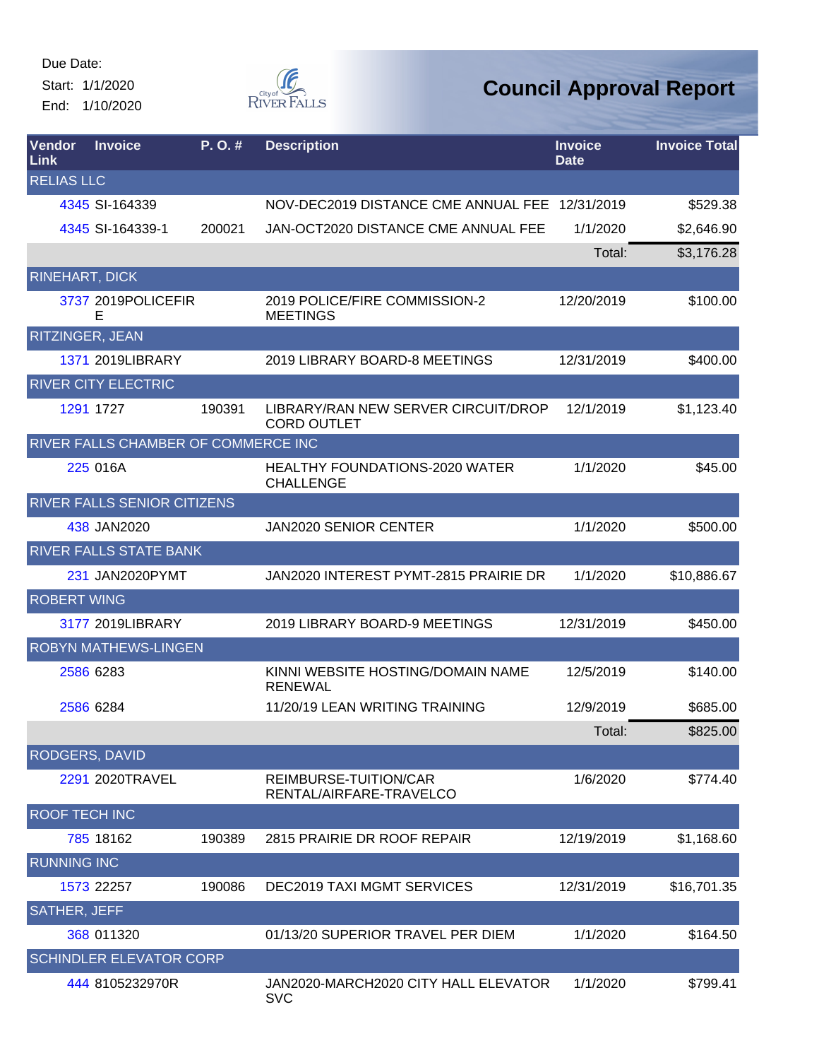Due Date:
Start: 1/1/2020
End: 1/10/2020

# Council Approval Report

| Vendor Link | Invoice | P. O. # | Description | Invoice Date | Invoice Total |
|---|---|---|---|---|---|
| RELIAS LLC | | | | | |
| 4345 | SI-164339 | | NOV-DEC2019 DISTANCE CME ANNUAL FEE | 12/31/2019 | $529.38 |
| 4345 | SI-164339-1 | 200021 | JAN-OCT2020 DISTANCE CME ANNUAL FEE | 1/1/2020 | $2,646.90 |
| | | | | Total: | $3,176.28 |
| RINEHART, DICK | | | | | |
| 3737 | 2019POLICEFIRE | | 2019 POLICE/FIRE COMMISSION-2 MEETINGS | 12/20/2019 | $100.00 |
| RITZINGER, JEAN | | | | | |
| 1371 | 2019LIBRARY | | 2019 LIBRARY BOARD-8 MEETINGS | 12/31/2019 | $400.00 |
| RIVER CITY ELECTRIC | | | | | |
| 1291 | 1727 | 190391 | LIBRARY/RAN NEW SERVER CIRCUIT/DROP CORD OUTLET | 12/1/2019 | $1,123.40 |
| RIVER FALLS CHAMBER OF COMMERCE INC | | | | | |
| 225 | 016A | | HEALTHY FOUNDATIONS-2020 WATER CHALLENGE | 1/1/2020 | $45.00 |
| RIVER FALLS SENIOR CITIZENS | | | | | |
| 438 | JAN2020 | | JAN2020 SENIOR CENTER | 1/1/2020 | $500.00 |
| RIVER FALLS STATE BANK | | | | | |
| 231 | JAN2020PYMT | | JAN2020 INTEREST PYMT-2815 PRAIRIE DR | 1/1/2020 | $10,886.67 |
| ROBERT WING | | | | | |
| 3177 | 2019LIBRARY | | 2019 LIBRARY BOARD-9 MEETINGS | 12/31/2019 | $450.00 |
| ROBYN MATHEWS-LINGEN | | | | | |
| 2586 | 6283 | | KINNI WEBSITE HOSTING/DOMAIN NAME RENEWAL | 12/5/2019 | $140.00 |
| 2586 | 6284 | | 11/20/19 LEAN WRITING TRAINING | 12/9/2019 | $685.00 |
| | | | | Total: | $825.00 |
| RODGERS, DAVID | | | | | |
| 2291 | 2020TRAVEL | | REIMBURSE-TUITION/CAR RENTAL/AIRFARE-TRAVELCO | 1/6/2020 | $774.40 |
| ROOF TECH INC | | | | | |
| 785 | 18162 | 190389 | 2815 PRAIRIE DR ROOF REPAIR | 12/19/2019 | $1,168.60 |
| RUNNING INC | | | | | |
| 1573 | 22257 | 190086 | DEC2019 TAXI MGMT SERVICES | 12/31/2019 | $16,701.35 |
| SATHER, JEFF | | | | | |
| 368 | 011320 | | 01/13/20 SUPERIOR TRAVEL PER DIEM | 1/1/2020 | $164.50 |
| SCHINDLER ELEVATOR CORP | | | | | |
| 444 | 8105232970R | | JAN2020-MARCH2020 CITY HALL ELEVATOR SVC | 1/1/2020 | $799.41 |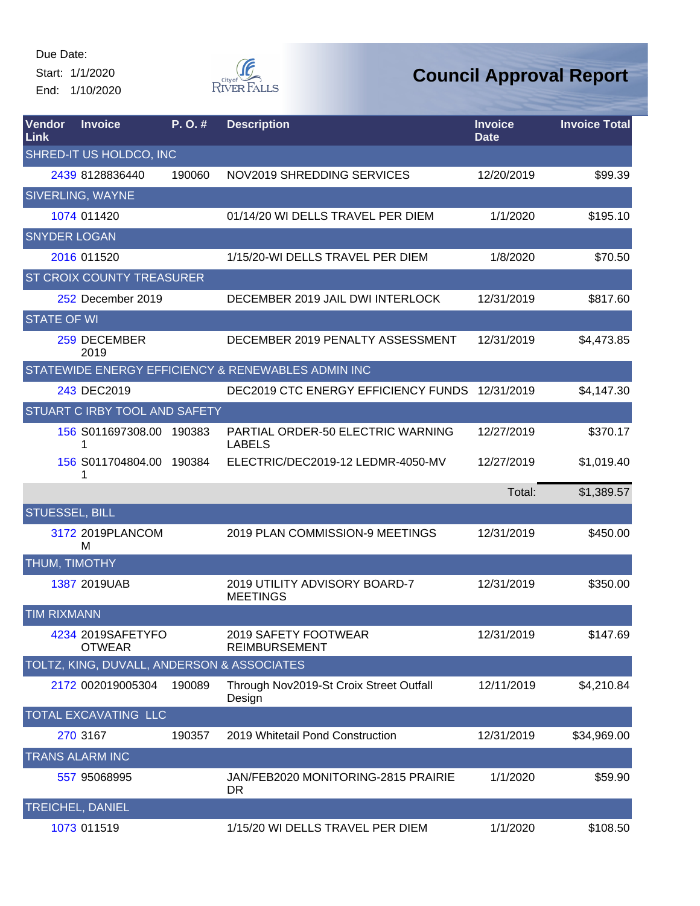Due Date:
Start: 1/1/2020
End: 1/10/2020

City of River Falls

# Council Approval Report

| Vendor Link | Invoice | P. O. # | Description | Invoice Date | Invoice Total |
|---|---|---|---|---|---|
| SHRED-IT US HOLDCO, INC | | | | | |
| 2439 | 8128836440 | 190060 | NOV2019 SHREDDING SERVICES | 12/20/2019 | $99.39 |
| SIVERLING, WAYNE | | | | | |
| 1074 | 011420 | | 01/14/20 WI DELLS TRAVEL PER DIEM | 1/1/2020 | $195.10 |
| SNYDER LOGAN | | | | | |
| 2016 | 011520 | | 1/15/20-WI DELLS TRAVEL PER DIEM | 1/8/2020 | $70.50 |
| ST CROIX COUNTY TREASURER | | | | | |
| 252 | December 2019 | | DECEMBER 2019 JAIL DWI INTERLOCK | 12/31/2019 | $817.60 |
| STATE OF WI | | | | | |
| 259 | DECEMBER 2019 | | DECEMBER 2019 PENALTY ASSESSMENT | 12/31/2019 | $4,473.85 |
| STATEWIDE ENERGY EFFICIENCY & RENEWABLES ADMIN INC | | | | | |
| 243 | DEC2019 | | DEC2019 CTC ENERGY EFFICIENCY FUNDS | 12/31/2019 | $4,147.30 |
| STUART C IRBY TOOL AND SAFETY | | | | | |
| 156 | S011697308.001 | 190383 | PARTIAL ORDER-50 ELECTRIC WARNING LABELS | 12/27/2019 | $370.17 |
| 156 | S011704804.001 | 190384 | ELECTRIC/DEC2019-12 LEDMR-4050-MV | 12/27/2019 | $1,019.40 |
| | | | | Total: | $1,389.57 |
| STUESSEL, BILL | | | | | |
| 3172 | 2019PLANCOMM | | 2019 PLAN COMMISSION-9 MEETINGS | 12/31/2019 | $450.00 |
| THUM, TIMOTHY | | | | | |
| 1387 | 2019UAB | | 2019 UTILITY ADVISORY BOARD-7 MEETINGS | 12/31/2019 | $350.00 |
| TIM RIXMANN | | | | | |
| 4234 | 2019SAFETYFOOTWEAR | | 2019 SAFETY FOOTWEAR REIMBURSEMENT | 12/31/2019 | $147.69 |
| TOLTZ, KING, DUVALL, ANDERSON & ASSOCIATES | | | | | |
| 2172 | 002019005304 | 190089 | Through Nov2019-St Croix Street Outfall Design | 12/11/2019 | $4,210.84 |
| TOTAL EXCAVATING LLC | | | | | |
| 270 | 3167 | 190357 | 2019 Whitetail Pond Construction | 12/31/2019 | $34,969.00 |
| TRANS ALARM INC | | | | | |
| 557 | 95068995 | | JAN/FEB2020 MONITORING-2815 PRAIRIE DR | 1/1/2020 | $59.90 |
| TREICHEL, DANIEL | | | | | |
| 1073 | 011519 | | 1/15/20 WI DELLS TRAVEL PER DIEM | 1/1/2020 | $108.50 |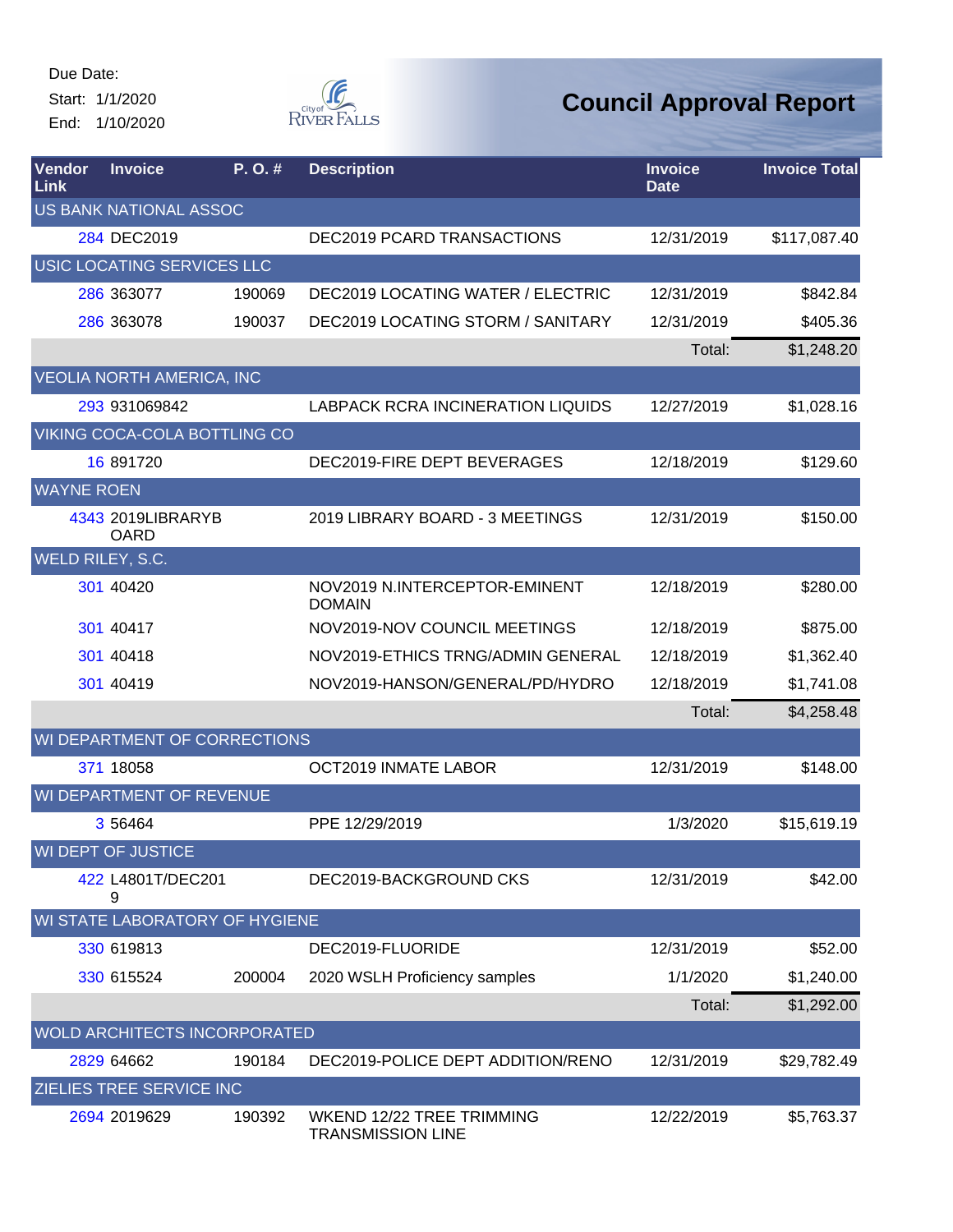Due Date:

Start: 1/1/2020

End: 1/10/2020

# Council Approval Report

| Vendor Link | Invoice | P. O. # | Description | Invoice Date | Invoice Total |
|---|---|---|---|---|---|
| US BANK NATIONAL ASSOC | | | | | |
| 284 | DEC2019 | | DEC2019 PCARD TRANSACTIONS | 12/31/2019 | $117,087.40 |
| USIC LOCATING SERVICES LLC | | | | | |
| 286 | 363077 | 190069 | DEC2019 LOCATING WATER / ELECTRIC | 12/31/2019 | $842.84 |
| 286 | 363078 | 190037 | DEC2019 LOCATING STORM / SANITARY | 12/31/2019 | $405.36 |
| | | | | Total: | $1,248.20 |
| VEOLIA NORTH AMERICA, INC | | | | | |
| 293 | 931069842 | | LABPACK RCRA INCINERATION LIQUIDS | 12/27/2019 | $1,028.16 |
| VIKING COCA-COLA BOTTLING CO | | | | | |
| 16 | 891720 | | DEC2019-FIRE DEPT BEVERAGES | 12/18/2019 | $129.60 |
| WAYNE ROEN | | | | | |
| 4343 | 2019LIBRARYBOARD | | 2019 LIBRARY BOARD - 3 MEETINGS | 12/31/2019 | $150.00 |
| WELD RILEY, S.C. | | | | | |
| 301 | 40420 | | NOV2019 N.INTERCEPTOR-EMINENT DOMAIN | 12/18/2019 | $280.00 |
| 301 | 40417 | | NOV2019-NOV COUNCIL MEETINGS | 12/18/2019 | $875.00 |
| 301 | 40418 | | NOV2019-ETHICS TRNG/ADMIN GENERAL | 12/18/2019 | $1,362.40 |
| 301 | 40419 | | NOV2019-HANSON/GENERAL/PD/HYDRO | 12/18/2019 | $1,741.08 |
| | | | | Total: | $4,258.48 |
| WI DEPARTMENT OF CORRECTIONS | | | | | |
| 371 | 18058 | | OCT2019 INMATE LABOR | 12/31/2019 | $148.00 |
| WI DEPARTMENT OF REVENUE | | | | | |
| 3 | 56464 | | PPE 12/29/2019 | 1/3/2020 | $15,619.19 |
| WI DEPT OF JUSTICE | | | | | |
| 422 | L4801T/DEC2019 | | DEC2019-BACKGROUND CKS | 12/31/2019 | $42.00 |
| WI STATE LABORATORY OF HYGIENE | | | | | |
| 330 | 619813 | | DEC2019-FLUORIDE | 12/31/2019 | $52.00 |
| 330 | 615524 | 200004 | 2020 WSLH Proficiency samples | 1/1/2020 | $1,240.00 |
| | | | | Total: | $1,292.00 |
| WOLD ARCHITECTS INCORPORATED | | | | | |
| 2829 | 64662 | 190184 | DEC2019-POLICE DEPT ADDITION/RENO | 12/31/2019 | $29,782.49 |
| ZIELIES TREE SERVICE INC | | | | | |
| 2694 | 2019629 | 190392 | WKEND 12/22 TREE TRIMMING TRANSMISSION LINE | 12/22/2019 | $5,763.37 |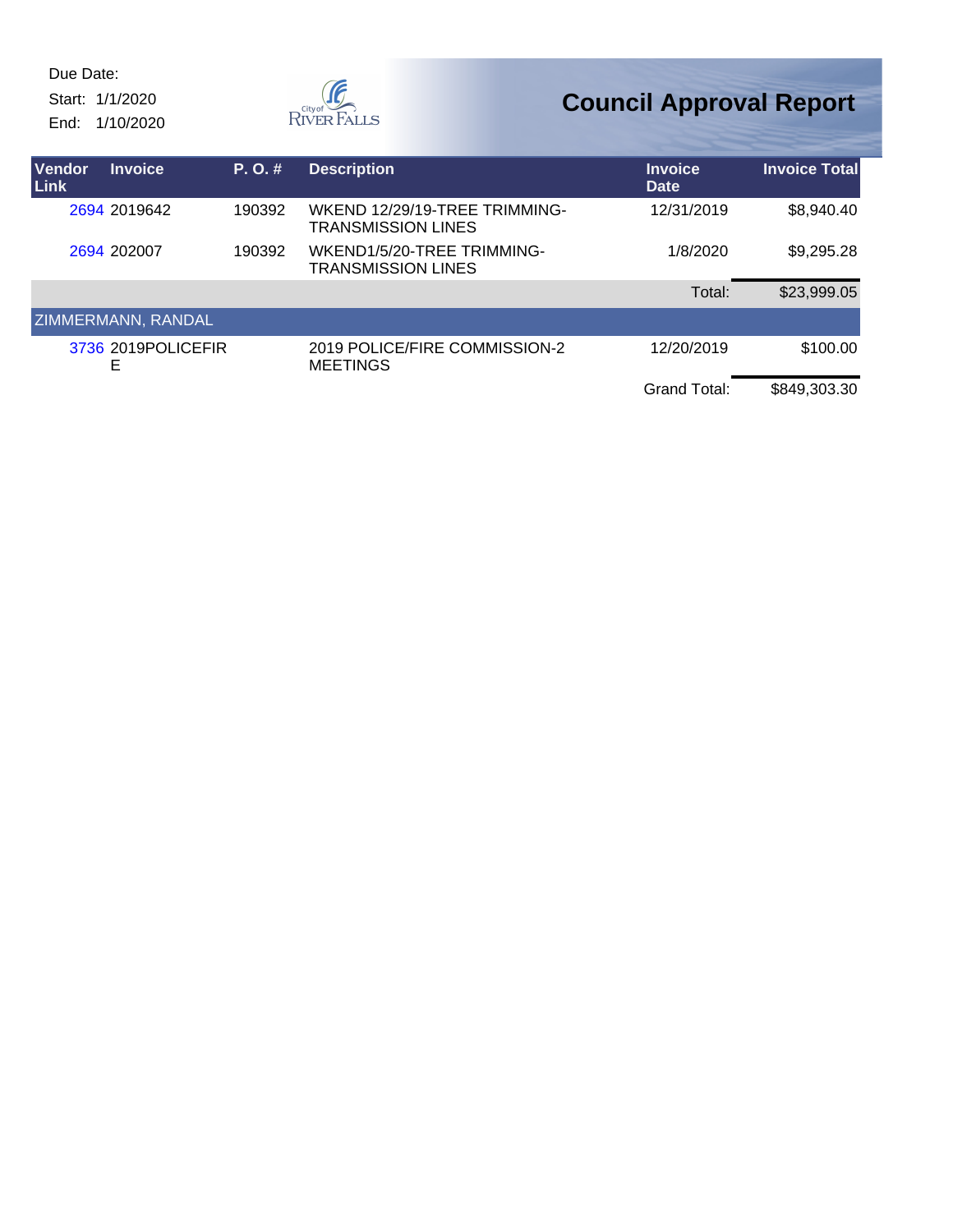Due Date:

Start: 1/1/2020

End: 1/10/2020

# Council Approval Report

| Vendor Link | Invoice | P. O. # | Description | Invoice Date | Invoice Total |
|---|---|---|---|---|---|
| 2694 | 2019642 | 190392 | WKEND 12/29/19-TREE TRIMMING-TRANSMISSION LINES | 12/31/2019 | $8,940.40 |
| 2694 | 202007 | 190392 | WKEND1/5/20-TREE TRIMMING-TRANSMISSION LINES | 1/8/2020 | $9,295.28 |
| | | | | Total: | $23,999.05 |
| ZIMMERMANN, RANDAL | | | | | |
| 3736 | 2019POLICEFIRE | | 2019 POLICE/FIRE COMMISSION-2 MEETINGS | 12/20/2019 | $100.00 |
| | | | | Grand Total: | $849,303.30 |